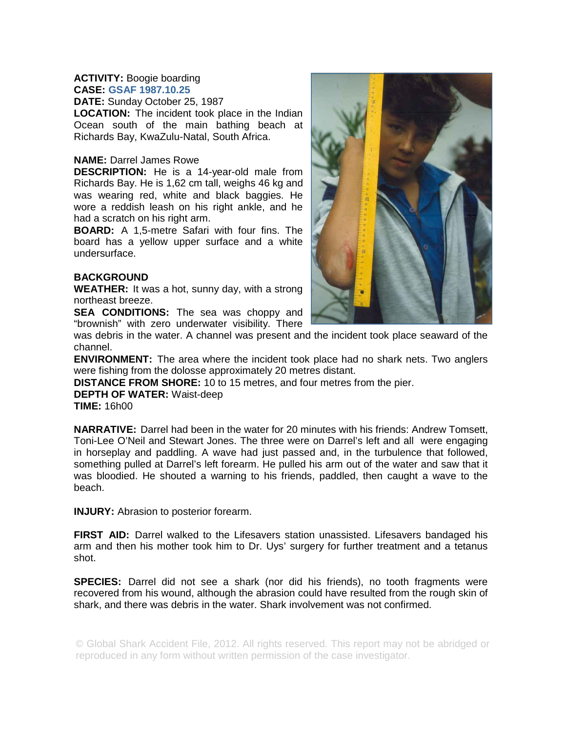**ACTIVITY:** Boogie boarding
**CASE:** GSAF 1987.10.25
**DATE:** Sunday October 25, 1987
**LOCATION:** The incident took place in the Indian Ocean south of the main bathing beach at Richards Bay, KwaZulu-Natal, South Africa.

**NAME:** Darrel James Rowe
**DESCRIPTION:** He is a 14-year-old male from Richards Bay. He is 1,62 cm tall, weighs 46 kg and was wearing red, white and black baggies. He wore a reddish leash on his right ankle, and he had a scratch on his right arm.
**BOARD:** A 1,5-metre Safari with four fins. The board has a yellow upper surface and a white undersurface.

**BACKGROUND**
**WEATHER:** It was a hot, sunny day, with a strong northeast breeze.
**SEA CONDITIONS:** The sea was choppy and "brownish" with zero underwater visibility. There was debris in the water. A channel was present and the incident took place seaward of the channel.
**ENVIRONMENT:** The area where the incident took place had no shark nets. Two anglers were fishing from the dolosse approximately 20 metres distant.
**DISTANCE FROM SHORE:** 10 to 15 metres, and four metres from the pier.
**DEPTH OF WATER:** Waist-deep
**TIME:** 16h00

**NARRATIVE:** Darrel had been in the water for 20 minutes with his friends: Andrew Tomsett, Toni-Lee O'Neil and Stewart Jones. The three were on Darrel's left and all were engaging in horseplay and paddling. A wave had just passed and, in the turbulence that followed, something pulled at Darrel's left forearm. He pulled his arm out of the water and saw that it was bloodied. He shouted a warning to his friends, paddled, then caught a wave to the beach.

**INJURY:** Abrasion to posterior forearm.

**FIRST AID:** Darrel walked to the Lifesavers station unassisted. Lifesavers bandaged his arm and then his mother took him to Dr. Uys' surgery for further treatment and a tetanus shot.

**SPECIES:** Darrel did not see a shark (nor did his friends), no tooth fragments were recovered from his wound, although the abrasion could have resulted from the rough skin of shark, and there was debris in the water. Shark involvement was not confirmed.

© Global Shark Accident File, 2012. All rights reserved. This report may not be abridged or reproduced in any form without written permission of the case investigator.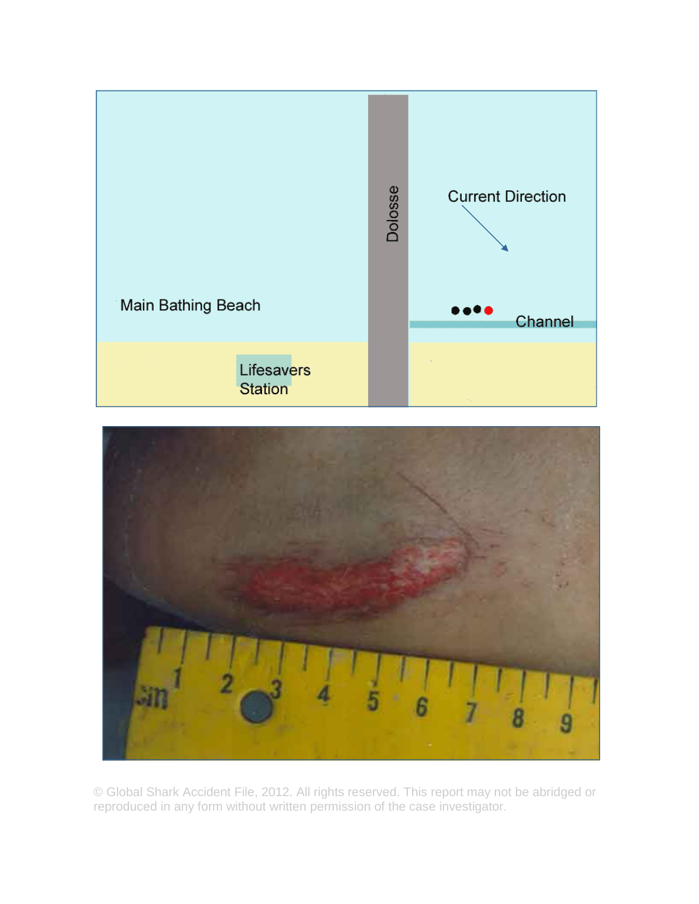Dolosse

Current Direction

Main Bathing Beach

Channel

Lifesavers Station